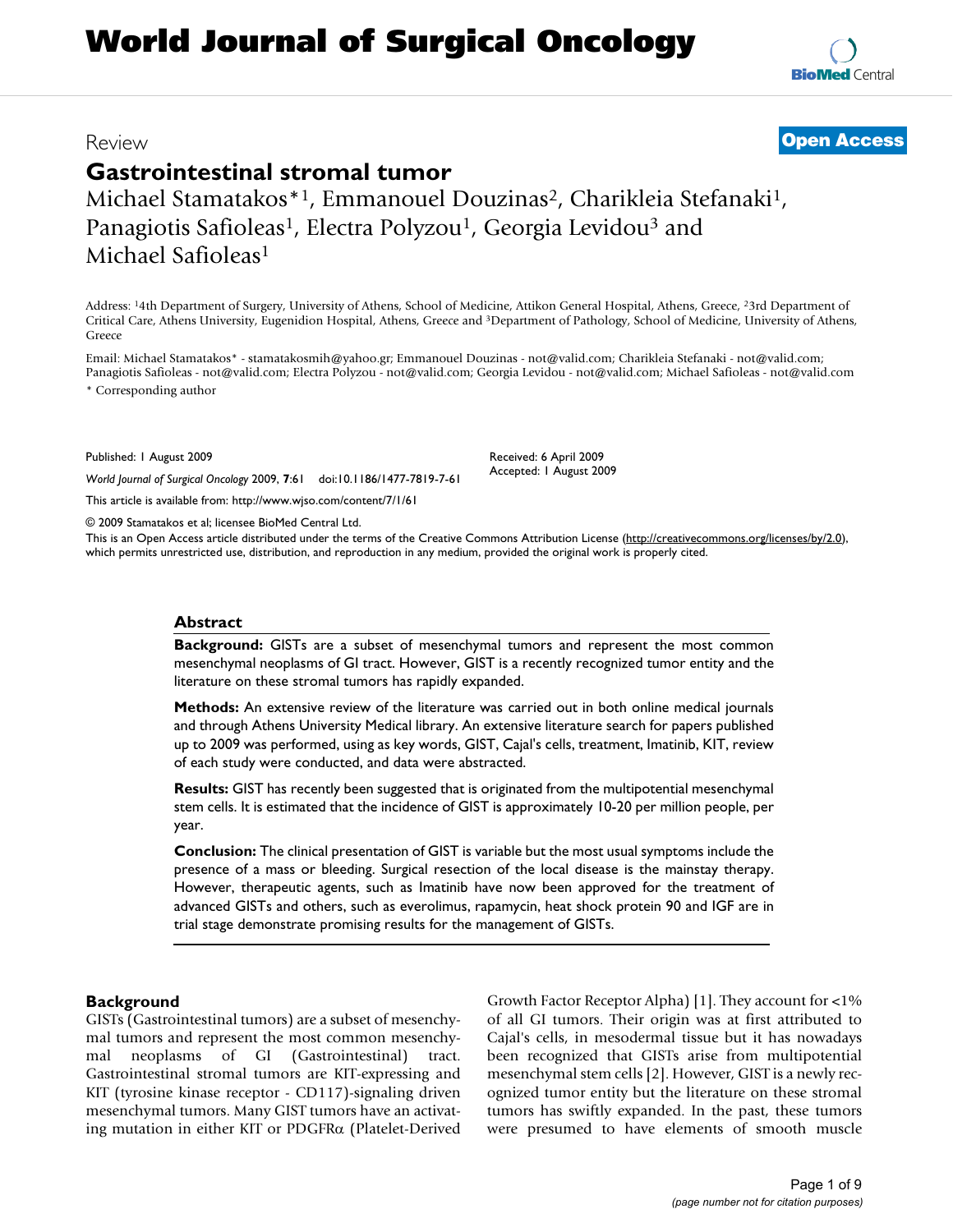# World Journal of Surgical Oncology

Review

**Open Access**

# Gastrointestinal stromal tumor

Michael Stamatakos*[1], Emmanouel Douzinas[2], Charikleia Stefanaki[1], Panagiotis Safioleas[1], Electra Polyzou[1], Georgia Levidou[3] and Michael Safioleas[1]

Address: [1]4th Department of Surgery, University of Athens, School of Medicine, Attikon General Hospital, Athens, Greece, [2]3rd Department of Critical Care, Athens University, Eugenidion Hospital, Athens, Greece and [3]Department of Pathology, School of Medicine, University of Athens, Greece

Email: Michael Stamatakos* - stamatakosmih@yahoo.gr; Emmanouel Douzinas - not@valid.com; Charikleia Stefanaki - not@valid.com; Panagiotis Safioleas - not@valid.com; Electra Polyzou - not@valid.com; Georgia Levidou - not@valid.com; Michael Safioleas - not@valid.com

* Corresponding author

Published: 1 August 2009

*World Journal of Surgical Oncology* 2009, **7**:61 doi:10.1186/1477-7819-7-61

Received: 6 April 2009
Accepted: 1 August 2009

This article is available from: http://www.wjso.com/content/7/1/61

© 2009 Stamatakos et al; licensee BioMed Central Ltd.

This is an Open Access article distributed under the terms of the Creative Commons Attribution License (http://creativecommons.org/licenses/by/2.0), which permits unrestricted use, distribution, and reproduction in any medium, provided the original work is properly cited.

## Abstract

**Background:** GISTs are a subset of mesenchymal tumors and represent the most common mesenchymal neoplasms of GI tract. However, GIST is a recently recognized tumor entity and the literature on these stromal tumors has rapidly expanded.

**Methods:** An extensive review of the literature was carried out in both online medical journals and through Athens University Medical library. An extensive literature search for papers published up to 2009 was performed, using as key words, GIST, Cajal's cells, treatment, Imatinib, KIT, review of each study were conducted, and data were abstracted.

**Results:** GIST has recently been suggested that is originated from the multipotential mesenchymal stem cells. It is estimated that the incidence of GIST is approximately 10-20 per million people, per year.

**Conclusion:** The clinical presentation of GIST is variable but the most usual symptoms include the presence of a mass or bleeding. Surgical resection of the local disease is the mainstay therapy. However, therapeutic agents, such as Imatinib have now been approved for the treatment of advanced GISTs and others, such as everolimus, rapamycin, heat shock protein 90 and IGF are in trial stage demonstrate promising results for the management of GISTs.

## Background

GISTs (Gastrointestinal tumors) are a subset of mesenchymal tumors and represent the most common mesenchymal neoplasms of GI (Gastrointestinal) tract. Gastrointestinal stromal tumors are KIT-expressing and KIT (tyrosine kinase receptor - CD117)-signaling driven mesenchymal tumors. Many GIST tumors have an activating mutation in either KIT or PDGFRα (Platelet-Derived Growth Factor Receptor Alpha) [1]. They account for <1% of all GI tumors. Their origin was at first attributed to Cajal's cells, in mesodermal tissue but it has nowadays been recognized that GISTs arise from multipotential mesenchymal stem cells [2]. However, GIST is a newly recognized tumor entity but the literature on these stromal tumors has swiftly expanded. In the past, these tumors were presumed to have elements of smooth muscle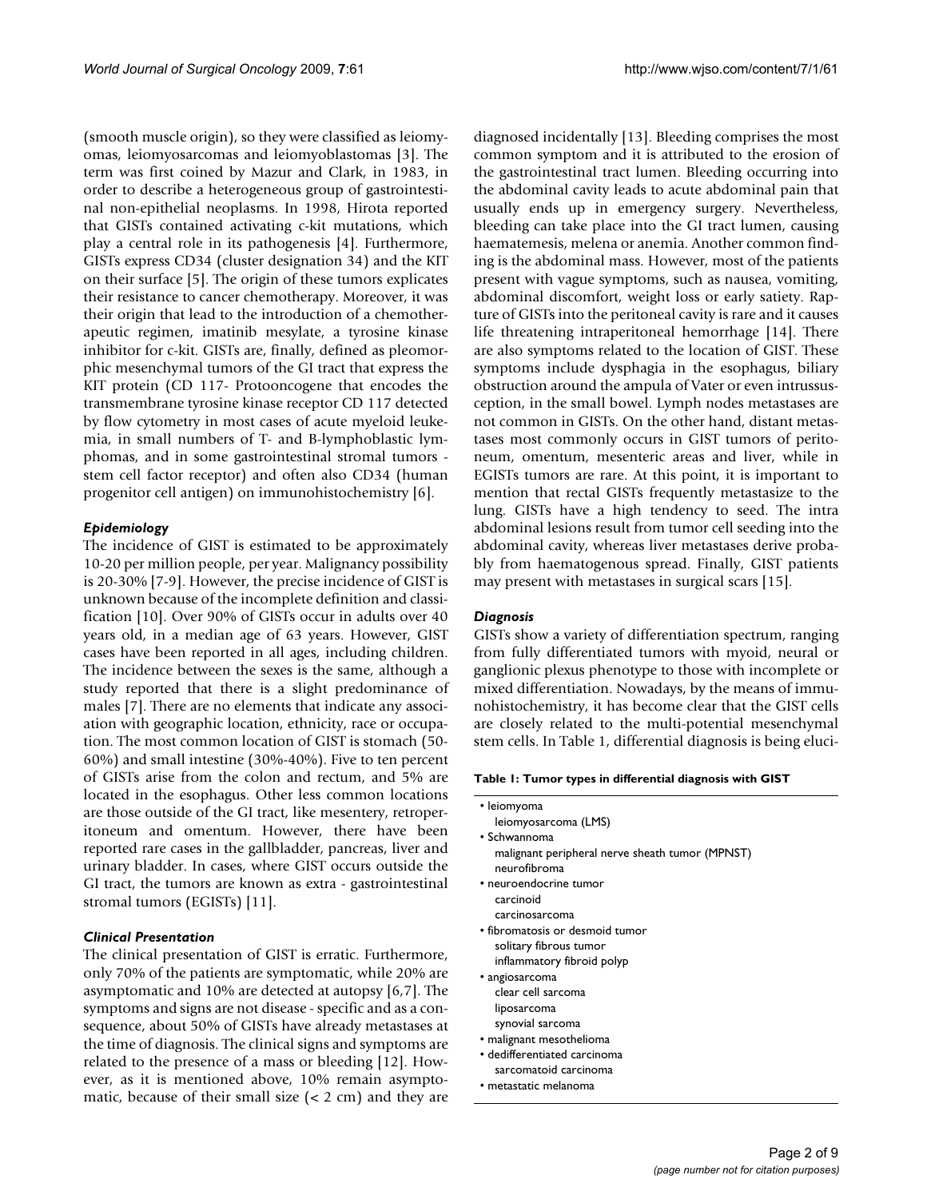(smooth muscle origin), so they were classified as leiomyomas, leiomyosarcomas and leiomyoblastomas [3]. The term was first coined by Mazur and Clark, in 1983, in order to describe a heterogeneous group of gastrointestinal non-epithelial neoplasms. In 1998, Hirota reported that GISTs contained activating c-kit mutations, which play a central role in its pathogenesis [4]. Furthermore, GISTs express CD34 (cluster designation 34) and the KIT on their surface [5]. The origin of these tumors explicates their resistance to cancer chemotherapy. Moreover, it was their origin that lead to the introduction of a chemotherapeutic regimen, imatinib mesylate, a tyrosine kinase inhibitor for c-kit. GISTs are, finally, defined as pleomorphic mesenchymal tumors of the GI tract that express the KIT protein (CD 117- Protooncogene that encodes the transmembrane tyrosine kinase receptor CD 117 detected by flow cytometry in most cases of acute myeloid leukemia, in small numbers of T- and B-lymphoblastic lymphomas, and in some gastrointestinal stromal tumors - stem cell factor receptor) and often also CD34 (human progenitor cell antigen) on immunohistochemistry [6].

### *Epidemiology*

The incidence of GIST is estimated to be approximately 10-20 per million people, per year. Malignancy possibility is 20-30% [7-9]. However, the precise incidence of GIST is unknown because of the incomplete definition and classification [10]. Over 90% of GISTs occur in adults over 40 years old, in a median age of 63 years. However, GIST cases have been reported in all ages, including children. The incidence between the sexes is the same, although a study reported that there is a slight predominance of males [7]. There are no elements that indicate any association with geographic location, ethnicity, race or occupation. The most common location of GIST is stomach (50-60%) and small intestine (30%-40%). Five to ten percent of GISTs arise from the colon and rectum, and 5% are located in the esophagus. Other less common locations are those outside of the GI tract, like mesentery, retroperitoneum and omentum. However, there have been reported rare cases in the gallbladder, pancreas, liver and urinary bladder. In cases, where GIST occurs outside the GI tract, the tumors are known as extra - gastrointestinal stromal tumors (EGISTs) [11].

### *Clinical Presentation*

The clinical presentation of GIST is erratic. Furthermore, only 70% of the patients are symptomatic, while 20% are asymptomatic and 10% are detected at autopsy [6,7]. The symptoms and signs are not disease - specific and as a consequence, about 50% of GISTs have already metastases at the time of diagnosis. The clinical signs and symptoms are related to the presence of a mass or bleeding [12]. However, as it is mentioned above, 10% remain asymptomatic, because of their small size (< 2 cm) and they are diagnosed incidentally [13]. Bleeding comprises the most common symptom and it is attributed to the erosion of the gastrointestinal tract lumen. Bleeding occurring into the abdominal cavity leads to acute abdominal pain that usually ends up in emergency surgery. Nevertheless, bleeding can take place into the GI tract lumen, causing haematemesis, melena or anemia. Another common finding is the abdominal mass. However, most of the patients present with vague symptoms, such as nausea, vomiting, abdominal discomfort, weight loss or early satiety. Rapture of GISTs into the peritoneal cavity is rare and it causes life threatening intraperitoneal hemorrhage [14]. There are also symptoms related to the location of GIST. These symptoms include dysphagia in the esophagus, biliary obstruction around the ampula of Vater or even intrussusception, in the small bowel. Lymph nodes metastases are not common in GISTs. On the other hand, distant metastases most commonly occurs in GIST tumors of peritoneum, omentum, mesenteric areas and liver, while in EGISTs tumors are rare. At this point, it is important to mention that rectal GISTs frequently metastasize to the lung. GISTs have a high tendency to seed. The intra abdominal lesions result from tumor cell seeding into the abdominal cavity, whereas liver metastases derive probably from haematogenous spread. Finally, GIST patients may present with metastases in surgical scars [15].

### *Diagnosis*

GISTs show a variety of differentiation spectrum, ranging from fully differentiated tumors with myoid, neural or ganglionic plexus phenotype to those with incomplete or mixed differentiation. Nowadays, by the means of immunohistochemistry, it has become clear that the GIST cells are closely related to the multi-potential mesenchymal stem cells. In Table 1, differential diagnosis is being eluci-

**Table 1: Tumor types in differential diagnosis with GIST**

- leiomyoma
  - leiomyosarcoma (LMS)
- Schwannoma
  - malignant peripheral nerve sheath tumor (MPNST)
  - neurofibroma
- neuroendocrine tumor
  - carcinoid
  - carcinosarcoma
- fibromatosis or desmoid tumor
  - solitary fibrous tumor
  - inflammatory fibroid polyp
- angiosarcoma
  - clear cell sarcoma
  - liposarcoma
  - synovial sarcoma
- malignant mesothelioma
- dedifferentiated carcinoma
  - sarcomatoid carcinoma
- metastatic melanoma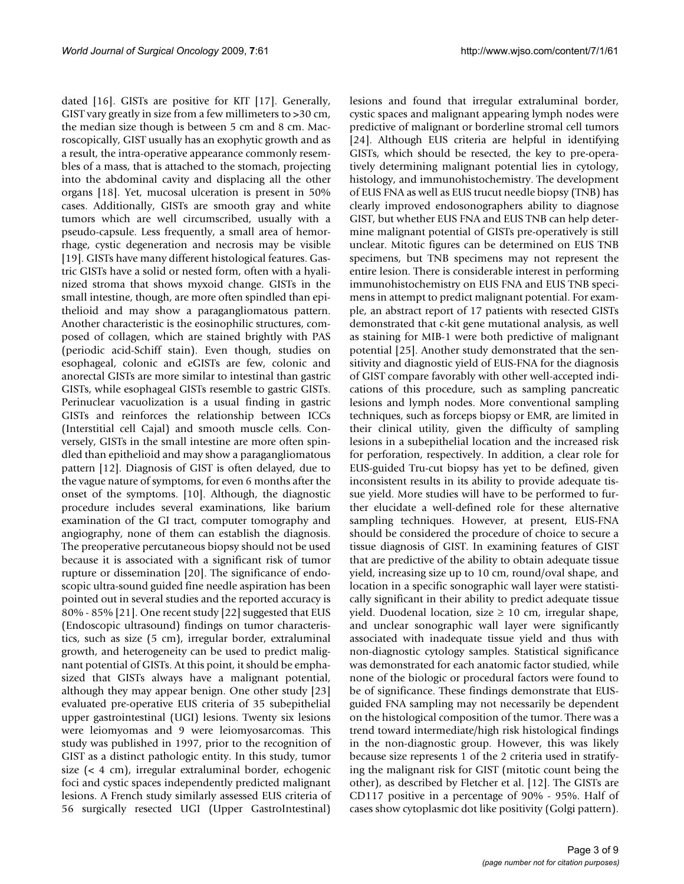dated [16]. GISTs are positive for KIT [17]. Generally, GIST vary greatly in size from a few millimeters to >30 cm, the median size though is between 5 cm and 8 cm. Macroscopically, GIST usually has an exophytic growth and as a result, the intra-operative appearance commonly resembles of a mass, that is attached to the stomach, projecting into the abdominal cavity and displacing all the other organs [18]. Yet, mucosal ulceration is present in 50% cases. Additionally, GISTs are smooth gray and white tumors which are well circumscribed, usually with a pseudo-capsule. Less frequently, a small area of hemorrhage, cystic degeneration and necrosis may be visible [19]. GISTs have many different histological features. Gastric GISTs have a solid or nested form, often with a hyalinized stroma that shows myxoid change. GISTs in the small intestine, though, are more often spindled than epithelioid and may show a paragangliomatous pattern. Another characteristic is the eosinophilic structures, composed of collagen, which are stained brightly with PAS (periodic acid-Schiff stain). Even though, studies on esophageal, colonic and eGISTs are few, colonic and anorectal GISTs are more similar to intestinal than gastric GISTs, while esophageal GISTs resemble to gastric GISTs. Perinuclear vacuolization is a usual finding in gastric GISTs and reinforces the relationship between ICCs (Interstitial cell Cajal) and smooth muscle cells. Conversely, GISTs in the small intestine are more often spindled than epithelioid and may show a paragangliomatous pattern [12]. Diagnosis of GIST is often delayed, due to the vague nature of symptoms, for even 6 months after the onset of the symptoms. [10]. Although, the diagnostic procedure includes several examinations, like barium examination of the GI tract, computer tomography and angiography, none of them can establish the diagnosis. The preoperative percutaneous biopsy should not be used because it is associated with a significant risk of tumor rupture or dissemination [20]. The significance of endoscopic ultra-sound guided fine needle aspiration has been pointed out in several studies and the reported accuracy is 80% - 85% [21]. One recent study [22] suggested that EUS (Endoscopic ultrasound) findings on tumor characteristics, such as size (5 cm), irregular border, extraluminal growth, and heterogeneity can be used to predict malignant potential of GISTs. At this point, it should be emphasized that GISTs always have a malignant potential, although they may appear benign. One other study [23] evaluated pre-operative EUS criteria of 35 subepithelial upper gastrointestinal (UGI) lesions. Twenty six lesions were leiomyomas and 9 were leiomyosarcomas. This study was published in 1997, prior to the recognition of GIST as a distinct pathologic entity. In this study, tumor size (< 4 cm), irregular extraluminal border, echogenic foci and cystic spaces independently predicted malignant lesions. A French study similarly assessed EUS criteria of 56 surgically resected UGI (Upper GastroIntestinal) lesions and found that irregular extraluminal border, cystic spaces and malignant appearing lymph nodes were predictive of malignant or borderline stromal cell tumors [24]. Although EUS criteria are helpful in identifying GISTs, which should be resected, the key to pre-operatively determining malignant potential lies in cytology, histology, and immunohistochemistry. The development of EUS FNA as well as EUS trucut needle biopsy (TNB) has clearly improved endosonographers ability to diagnose GIST, but whether EUS FNA and EUS TNB can help determine malignant potential of GISTs pre-operatively is still unclear. Mitotic figures can be determined on EUS TNB specimens, but TNB specimens may not represent the entire lesion. There is considerable interest in performing immunohistochemistry on EUS FNA and EUS TNB specimens in attempt to predict malignant potential. For example, an abstract report of 17 patients with resected GISTs demonstrated that c-kit gene mutational analysis, as well as staining for MIB-1 were both predictive of malignant potential [25]. Another study demonstrated that the sensitivity and diagnostic yield of EUS-FNA for the diagnosis of GIST compare favorably with other well-accepted indications of this procedure, such as sampling pancreatic lesions and lymph nodes. More conventional sampling techniques, such as forceps biopsy or EMR, are limited in their clinical utility, given the difficulty of sampling lesions in a subepithelial location and the increased risk for perforation, respectively. In addition, a clear role for EUS-guided Tru-cut biopsy has yet to be defined, given inconsistent results in its ability to provide adequate tissue yield. More studies will have to be performed to further elucidate a well-defined role for these alternative sampling techniques. However, at present, EUS-FNA should be considered the procedure of choice to secure a tissue diagnosis of GIST. In examining features of GIST that are predictive of the ability to obtain adequate tissue yield, increasing size up to 10 cm, round/oval shape, and location in a specific sonographic wall layer were statistically significant in their ability to predict adequate tissue yield. Duodenal location, size ≥ 10 cm, irregular shape, and unclear sonographic wall layer were significantly associated with inadequate tissue yield and thus with non-diagnostic cytology samples. Statistical significance was demonstrated for each anatomic factor studied, while none of the biologic or procedural factors were found to be of significance. These findings demonstrate that EUS-guided FNA sampling may not necessarily be dependent on the histological composition of the tumor. There was a trend toward intermediate/high risk histological findings in the non-diagnostic group. However, this was likely because size represents 1 of the 2 criteria used in stratifying the malignant risk for GIST (mitotic count being the other), as described by Fletcher et al. [12]. The GISTs are CD117 positive in a percentage of 90% - 95%. Half of cases show cytoplasmic dot like positivity (Golgi pattern).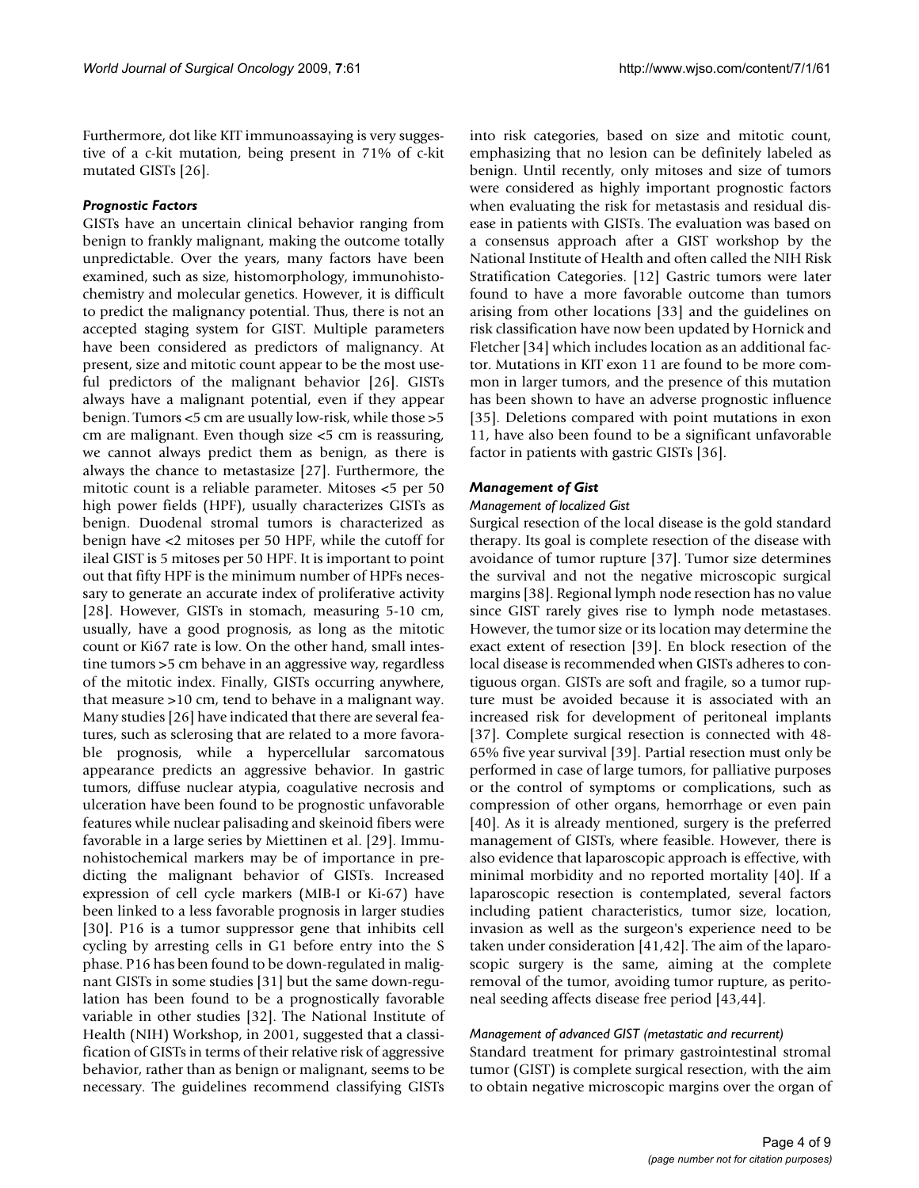Furthermore, dot like KIT immunoassaying is very suggestive of a c-kit mutation, being present in 71% of c-kit mutated GISTs [26].

### *Prognostic Factors*

GISTs have an uncertain clinical behavior ranging from benign to frankly malignant, making the outcome totally unpredictable. Over the years, many factors have been examined, such as size, histomorphology, immunohistochemistry and molecular genetics. However, it is difficult to predict the malignancy potential. Thus, there is not an accepted staging system for GIST. Multiple parameters have been considered as predictors of malignancy. At present, size and mitotic count appear to be the most useful predictors of the malignant behavior [26]. GISTs always have a malignant potential, even if they appear benign. Tumors <5 cm are usually low-risk, while those >5 cm are malignant. Even though size <5 cm is reassuring, we cannot always predict them as benign, as there is always the chance to metastasize [27]. Furthermore, the mitotic count is a reliable parameter. Mitoses <5 per 50 high power fields (HPF), usually characterizes GISTs as benign. Duodenal stromal tumors is characterized as benign have <2 mitoses per 50 HPF, while the cutoff for ileal GIST is 5 mitoses per 50 HPF. It is important to point out that fifty HPF is the minimum number of HPFs necessary to generate an accurate index of proliferative activity [28]. However, GISTs in stomach, measuring 5-10 cm, usually, have a good prognosis, as long as the mitotic count or Ki67 rate is low. On the other hand, small intestine tumors >5 cm behave in an aggressive way, regardless of the mitotic index. Finally, GISTs occurring anywhere, that measure >10 cm, tend to behave in a malignant way. Many studies [26] have indicated that there are several features, such as sclerosing that are related to a more favorable prognosis, while a hypercellular sarcomatous appearance predicts an aggressive behavior. In gastric tumors, diffuse nuclear atypia, coagulative necrosis and ulceration have been found to be prognostic unfavorable features while nuclear palisading and skeinoid fibers were favorable in a large series by Miettinen et al. [29]. Immunohistochemical markers may be of importance in predicting the malignant behavior of GISTs. Increased expression of cell cycle markers (MIB-I or Ki-67) have been linked to a less favorable prognosis in larger studies [30]. P16 is a tumor suppressor gene that inhibits cell cycling by arresting cells in G1 before entry into the S phase. P16 has been found to be down-regulated in malignant GISTs in some studies [31] but the same down-regulation has been found to be a prognostically favorable variable in other studies [32]. The National Institute of Health (NIH) Workshop, in 2001, suggested that a classification of GISTs in terms of their relative risk of aggressive behavior, rather than as benign or malignant, seems to be necessary. The guidelines recommend classifying GISTs into risk categories, based on size and mitotic count, emphasizing that no lesion can be definitely labeled as benign. Until recently, only mitoses and size of tumors were considered as highly important prognostic factors when evaluating the risk for metastasis and residual disease in patients with GISTs. The evaluation was based on a consensus approach after a GIST workshop by the National Institute of Health and often called the NIH Risk Stratification Categories. [12] Gastric tumors were later found to have a more favorable outcome than tumors arising from other locations [33] and the guidelines on risk classification have now been updated by Hornick and Fletcher [34] which includes location as an additional factor. Mutations in KIT exon 11 are found to be more common in larger tumors, and the presence of this mutation has been shown to have an adverse prognostic influence [35]. Deletions compared with point mutations in exon 11, have also been found to be a significant unfavorable factor in patients with gastric GISTs [36].

### *Management of Gist*

#### *Management of localized Gist*

Surgical resection of the local disease is the gold standard therapy. Its goal is complete resection of the disease with avoidance of tumor rupture [37]. Tumor size determines the survival and not the negative microscopic surgical margins [38]. Regional lymph node resection has no value since GIST rarely gives rise to lymph node metastases. However, the tumor size or its location may determine the exact extent of resection [39]. En block resection of the local disease is recommended when GISTs adheres to contiguous organ. GISTs are soft and fragile, so a tumor rupture must be avoided because it is associated with an increased risk for development of peritoneal implants [37]. Complete surgical resection is connected with 48-65% five year survival [39]. Partial resection must only be performed in case of large tumors, for palliative purposes or the control of symptoms or complications, such as compression of other organs, hemorrhage or even pain [40]. As it is already mentioned, surgery is the preferred management of GISTs, where feasible. However, there is also evidence that laparoscopic approach is effective, with minimal morbidity and no reported mortality [40]. If a laparoscopic resection is contemplated, several factors including patient characteristics, tumor size, location, invasion as well as the surgeon's experience need to be taken under consideration [41,42]. The aim of the laparoscopic surgery is the same, aiming at the complete removal of the tumor, avoiding tumor rupture, as peritoneal seeding affects disease free period [43,44].

#### *Management of advanced GIST (metastatic and recurrent)*

Standard treatment for primary gastrointestinal stromal tumor (GIST) is complete surgical resection, with the aim to obtain negative microscopic margins over the organ of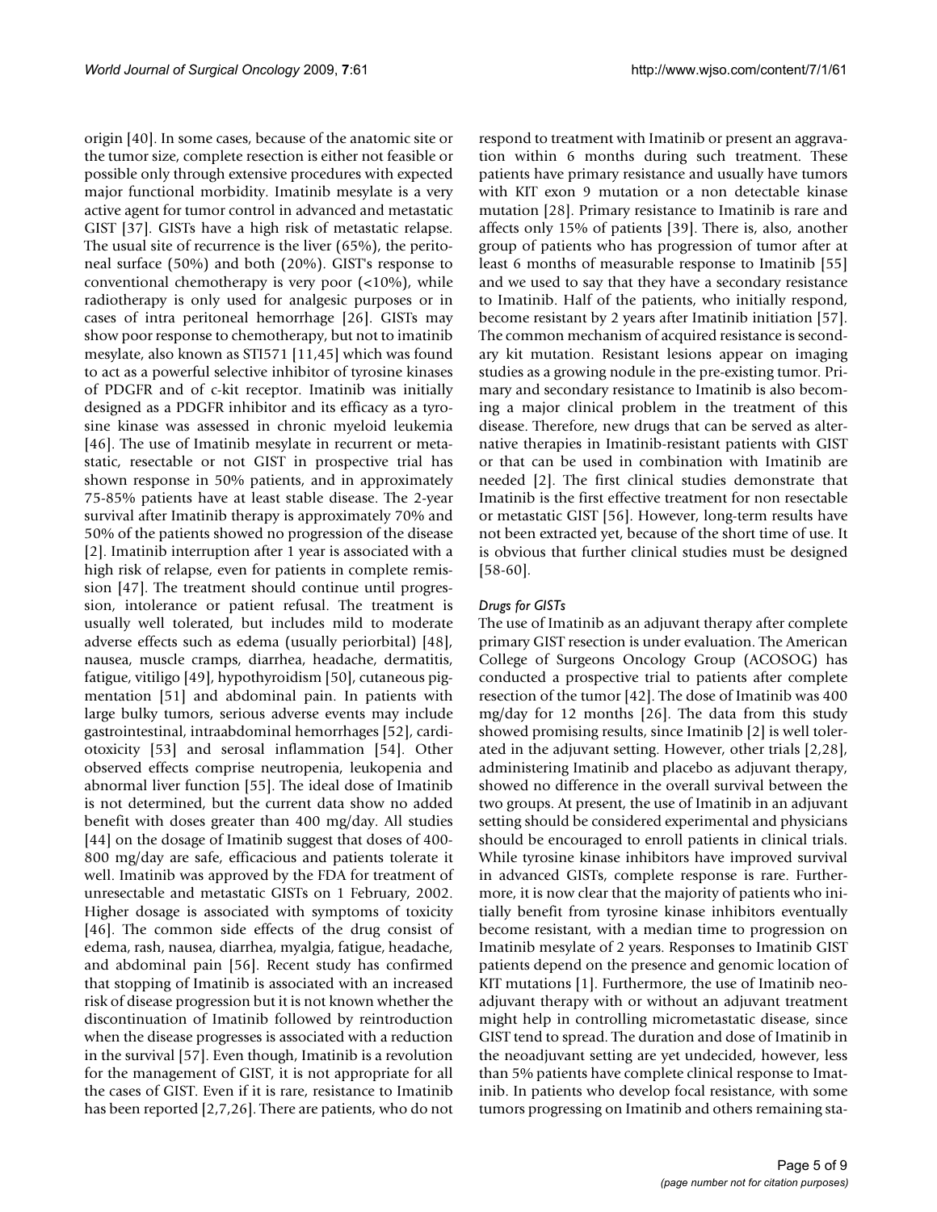origin [40]. In some cases, because of the anatomic site or the tumor size, complete resection is either not feasible or possible only through extensive procedures with expected major functional morbidity. Imatinib mesylate is a very active agent for tumor control in advanced and metastatic GIST [37]. GISTs have a high risk of metastatic relapse. The usual site of recurrence is the liver (65%), the peritoneal surface (50%) and both (20%). GIST's response to conventional chemotherapy is very poor (<10%), while radiotherapy is only used for analgesic purposes or in cases of intra peritoneal hemorrhage [26]. GISTs may show poor response to chemotherapy, but not to imatinib mesylate, also known as STI571 [11,45] which was found to act as a powerful selective inhibitor of tyrosine kinases of PDGFR and of c-kit receptor. Imatinib was initially designed as a PDGFR inhibitor and its efficacy as a tyrosine kinase was assessed in chronic myeloid leukemia [46]. The use of Imatinib mesylate in recurrent or metastatic, resectable or not GIST in prospective trial has shown response in 50% patients, and in approximately 75-85% patients have at least stable disease. The 2-year survival after Imatinib therapy is approximately 70% and 50% of the patients showed no progression of the disease [2]. Imatinib interruption after 1 year is associated with a high risk of relapse, even for patients in complete remission [47]. The treatment should continue until progression, intolerance or patient refusal. The treatment is usually well tolerated, but includes mild to moderate adverse effects such as edema (usually periorbital) [48], nausea, muscle cramps, diarrhea, headache, dermatitis, fatigue, vitiligo [49], hypothyroidism [50], cutaneous pigmentation [51] and abdominal pain. In patients with large bulky tumors, serious adverse events may include gastrointestinal, intraabdominal hemorrhages [52], cardiotoxicity [53] and serosal inflammation [54]. Other observed effects comprise neutropenia, leukopenia and abnormal liver function [55]. The ideal dose of Imatinib is not determined, but the current data show no added benefit with doses greater than 400 mg/day. All studies [44] on the dosage of Imatinib suggest that doses of 400-800 mg/day are safe, efficacious and patients tolerate it well. Imatinib was approved by the FDA for treatment of unresectable and metastatic GISTs on 1 February, 2002. Higher dosage is associated with symptoms of toxicity [46]. The common side effects of the drug consist of edema, rash, nausea, diarrhea, myalgia, fatigue, headache, and abdominal pain [56]. Recent study has confirmed that stopping of Imatinib is associated with an increased risk of disease progression but it is not known whether the discontinuation of Imatinib followed by reintroduction when the disease progresses is associated with a reduction in the survival [57]. Even though, Imatinib is a revolution for the management of GIST, it is not appropriate for all the cases of GIST. Even if it is rare, resistance to Imatinib has been reported [2,7,26]. There are patients, who do not respond to treatment with Imatinib or present an aggravation within 6 months during such treatment. These patients have primary resistance and usually have tumors with KIT exon 9 mutation or a non detectable kinase mutation [28]. Primary resistance to Imatinib is rare and affects only 15% of patients [39]. There is, also, another group of patients who has progression of tumor after at least 6 months of measurable response to Imatinib [55] and we used to say that they have a secondary resistance to Imatinib. Half of the patients, who initially respond, become resistant by 2 years after Imatinib initiation [57]. The common mechanism of acquired resistance is secondary kit mutation. Resistant lesions appear on imaging studies as a growing nodule in the pre-existing tumor. Primary and secondary resistance to Imatinib is also becoming a major clinical problem in the treatment of this disease. Therefore, new drugs that can be served as alternative therapies in Imatinib-resistant patients with GIST or that can be used in combination with Imatinib are needed [2]. The first clinical studies demonstrate that Imatinib is the first effective treatment for non resectable or metastatic GIST [56]. However, long-term results have not been extracted yet, because of the short time of use. It is obvious that further clinical studies must be designed [58-60].

### *Drugs for GISTs*

The use of Imatinib as an adjuvant therapy after complete primary GIST resection is under evaluation. The American College of Surgeons Oncology Group (ACOSOG) has conducted a prospective trial to patients after complete resection of the tumor [42]. The dose of Imatinib was 400 mg/day for 12 months [26]. The data from this study showed promising results, since Imatinib [2] is well tolerated in the adjuvant setting. However, other trials [2,28], administering Imatinib and placebo as adjuvant therapy, showed no difference in the overall survival between the two groups. At present, the use of Imatinib in an adjuvant setting should be considered experimental and physicians should be encouraged to enroll patients in clinical trials. While tyrosine kinase inhibitors have improved survival in advanced GISTs, complete response is rare. Furthermore, it is now clear that the majority of patients who initially benefit from tyrosine kinase inhibitors eventually become resistant, with a median time to progression on Imatinib mesylate of 2 years. Responses to Imatinib GIST patients depend on the presence and genomic location of KIT mutations [1]. Furthermore, the use of Imatinib neoadjuvant therapy with or without an adjuvant treatment might help in controlling micrometastatic disease, since GIST tend to spread. The duration and dose of Imatinib in the neoadjuvant setting are yet undecided, however, less than 5% patients have complete clinical response to Imatinib. In patients who develop focal resistance, with some tumors progressing on Imatinib and others remaining sta-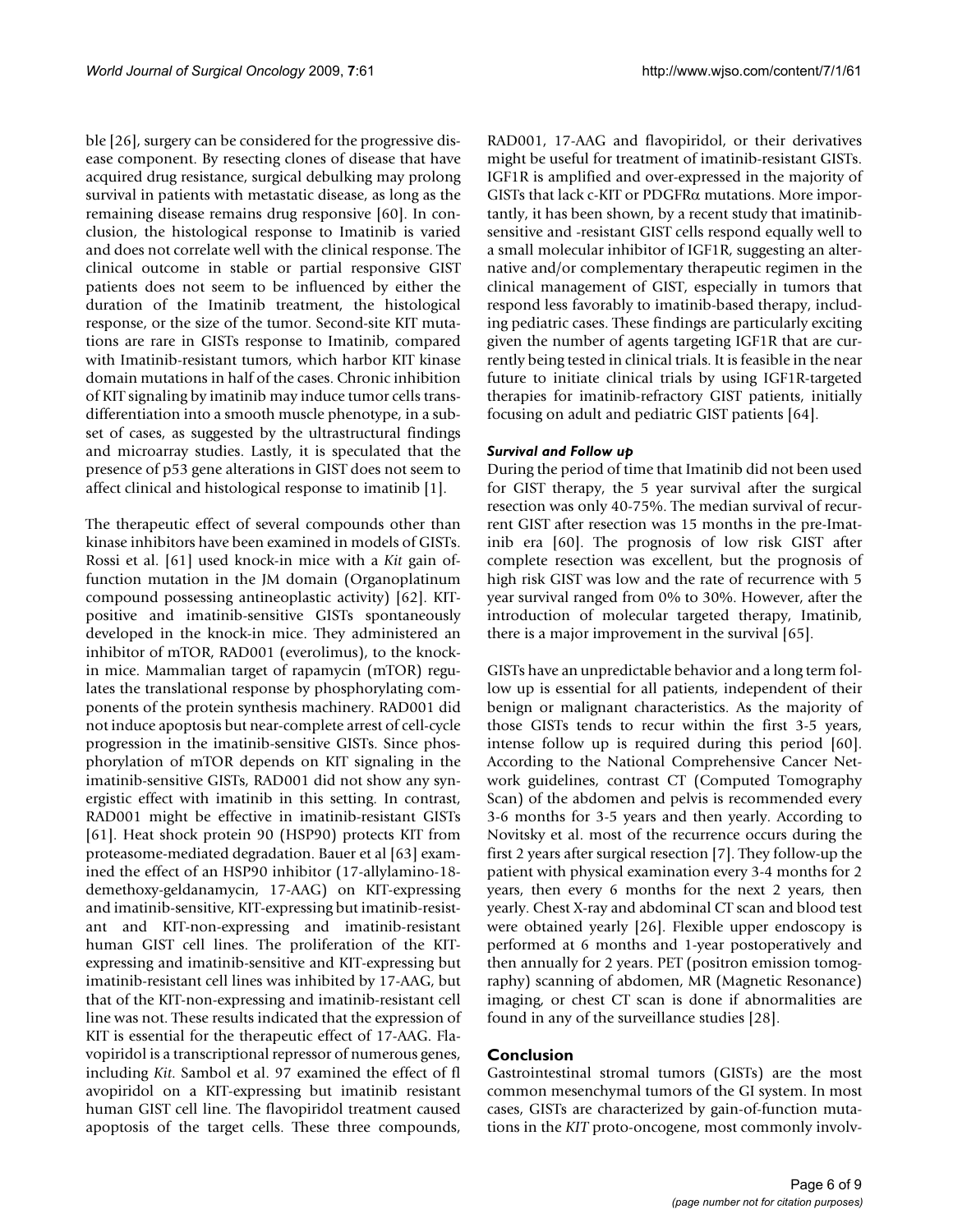ble [26], surgery can be considered for the progressive disease component. By resecting clones of disease that have acquired drug resistance, surgical debulking may prolong survival in patients with metastatic disease, as long as the remaining disease remains drug responsive [60]. In conclusion, the histological response to Imatinib is varied and does not correlate well with the clinical response. The clinical outcome in stable or partial responsive GIST patients does not seem to be influenced by either the duration of the Imatinib treatment, the histological response, or the size of the tumor. Second-site KIT mutations are rare in GISTs response to Imatinib, compared with Imatinib-resistant tumors, which harbor KIT kinase domain mutations in half of the cases. Chronic inhibition of KIT signaling by imatinib may induce tumor cells transdifferentiation into a smooth muscle phenotype, in a subset of cases, as suggested by the ultrastructural findings and microarray studies. Lastly, it is speculated that the presence of p53 gene alterations in GIST does not seem to affect clinical and histological response to imatinib [1].

The therapeutic effect of several compounds other than kinase inhibitors have been examined in models of GISTs. Rossi et al. [61] used knock-in mice with a *Kit* gain of-function mutation in the JM domain (Organoplatinum compound possessing antineoplastic activity) [62]. KIT-positive and imatinib-sensitive GISTs spontaneously developed in the knock-in mice. They administered an inhibitor of mTOR, RAD001 (everolimus), to the knock-in mice. Mammalian target of rapamycin (mTOR) regulates the translational response by phosphorylating components of the protein synthesis machinery. RAD001 did not induce apoptosis but near-complete arrest of cell-cycle progression in the imatinib-sensitive GISTs. Since phosphorylation of mTOR depends on KIT signaling in the imatinib-sensitive GISTs, RAD001 did not show any synergistic effect with imatinib in this setting. In contrast, RAD001 might be effective in imatinib-resistant GISTs [61]. Heat shock protein 90 (HSP90) protects KIT from proteasome-mediated degradation. Bauer et al [63] examined the effect of an HSP90 inhibitor (17-allylamino-18-demethoxy-geldanamycin, 17-AAG) on KIT-expressing and imatinib-sensitive, KIT-expressing but imatinib-resistant and KIT-non-expressing and imatinib-resistant human GIST cell lines. The proliferation of the KIT-expressing and imatinib-sensitive and KIT-expressing but imatinib-resistant cell lines was inhibited by 17-AAG, but that of the KIT-non-expressing and imatinib-resistant cell line was not. These results indicated that the expression of KIT is essential for the therapeutic effect of 17-AAG. Flavopiridol is a transcriptional repressor of numerous genes, including *Kit*. Sambol et al. 97 examined the effect of fl avopiridol on a KIT-expressing but imatinib resistant human GIST cell line. The flavopiridol treatment caused apoptosis of the target cells. These three compounds, RAD001, 17-AAG and flavopiridol, or their derivatives might be useful for treatment of imatinib-resistant GISTs. IGF1R is amplified and over-expressed in the majority of GISTs that lack c-KIT or PDGFRα mutations. More importantly, it has been shown, by a recent study that imatinib-sensitive and -resistant GIST cells respond equally well to a small molecular inhibitor of IGF1R, suggesting an alternative and/or complementary therapeutic regimen in the clinical management of GIST, especially in tumors that respond less favorably to imatinib-based therapy, including pediatric cases. These findings are particularly exciting given the number of agents targeting IGF1R that are currently being tested in clinical trials. It is feasible in the near future to initiate clinical trials by using IGF1R-targeted therapies for imatinib-refractory GIST patients, initially focusing on adult and pediatric GIST patients [64].

### *Survival and Follow up*

During the period of time that Imatinib did not been used for GIST therapy, the 5 year survival after the surgical resection was only 40-75%. The median survival of recurrent GIST after resection was 15 months in the pre-Imatinib era [60]. The prognosis of low risk GIST after complete resection was excellent, but the prognosis of high risk GIST was low and the rate of recurrence with 5 year survival ranged from 0% to 30%. However, after the introduction of molecular targeted therapy, Imatinib, there is a major improvement in the survival [65].

GISTs have an unpredictable behavior and a long term follow up is essential for all patients, independent of their benign or malignant characteristics. As the majority of those GISTs tends to recur within the first 3-5 years, intense follow up is required during this period [60]. According to the National Comprehensive Cancer Network guidelines, contrast CT (Computed Tomography Scan) of the abdomen and pelvis is recommended every 3-6 months for 3-5 years and then yearly. According to Novitsky et al. most of the recurrence occurs during the first 2 years after surgical resection [7]. They follow-up the patient with physical examination every 3-4 months for 2 years, then every 6 months for the next 2 years, then yearly. Chest X-ray and abdominal CT scan and blood test were obtained yearly [26]. Flexible upper endoscopy is performed at 6 months and 1-year postoperatively and then annually for 2 years. PET (positron emission tomography) scanning of abdomen, MR (Magnetic Resonance) imaging, or chest CT scan is done if abnormalities are found in any of the surveillance studies [28].

## Conclusion

Gastrointestinal stromal tumors (GISTs) are the most common mesenchymal tumors of the GI system. In most cases, GISTs are characterized by gain-of-function mutations in the *KIT* proto-oncogene, most commonly involv-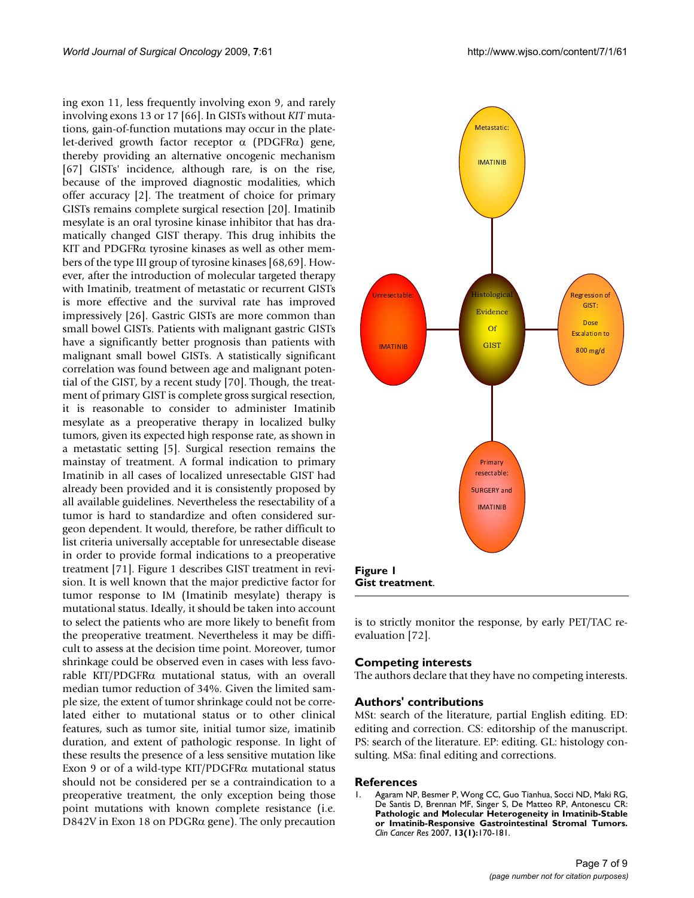ing exon 11, less frequently involving exon 9, and rarely involving exons 13 or 17 [66]. In GISTs without *KIT* mutations, gain-of-function mutations may occur in the platelet-derived growth factor receptor α (PDGFRα) gene, thereby providing an alternative oncogenic mechanism [67] GISTs' incidence, although rare, is on the rise, because of the improved diagnostic modalities, which offer accuracy [2]. The treatment of choice for primary GISTs remains complete surgical resection [20]. Imatinib mesylate is an oral tyrosine kinase inhibitor that has dramatically changed GIST therapy. This drug inhibits the KIT and PDGFRα tyrosine kinases as well as other members of the type III group of tyrosine kinases [68,69]. However, after the introduction of molecular targeted therapy with Imatinib, treatment of metastatic or recurrent GISTs is more effective and the survival rate has improved impressively [26]. Gastric GISTs are more common than small bowel GISTs. Patients with malignant gastric GISTs have a significantly better prognosis than patients with malignant small bowel GISTs. A statistically significant correlation was found between age and malignant potential of the GIST, by a recent study [70]. Though, the treatment of primary GIST is complete gross surgical resection, it is reasonable to consider to administer Imatinib mesylate as a preoperative therapy in localized bulky tumors, given its expected high response rate, as shown in a metastatic setting [5]. Surgical resection remains the mainstay of treatment. A formal indication to primary Imatinib in all cases of localized unresectable GIST had already been provided and it is consistently proposed by all available guidelines. Nevertheless the resectability of a tumor is hard to standardize and often considered surgeon dependent. It would, therefore, be rather difficult to list criteria universally acceptable for unresectable disease in order to provide formal indications to a preoperative treatment [71]. Figure 1 describes GIST treatment in revision. It is well known that the major predictive factor for tumor response to IM (Imatinib mesylate) therapy is mutational status. Ideally, it should be taken into account to select the patients who are more likely to benefit from the preoperative treatment. Nevertheless it may be difficult to assess at the decision time point. Moreover, tumor shrinkage could be observed even in cases with less favorable KIT/PDGFRα mutational status, with an overall median tumor reduction of 34%. Given the limited sample size, the extent of tumor shrinkage could not be correlated either to mutational status or to other clinical features, such as tumor site, initial tumor size, imatinib duration, and extent of pathologic response. In light of these results the presence of a less sensitive mutation like Exon 9 or of a wild-type KIT/PDGFRα mutational status should not be considered per se a contraindication to a preoperative treatment, the only exception being those point mutations with known complete resistance (i.e. D842V in Exon 18 on PDGRα gene). The only precaution is to strictly monitor the response, by early PET/TAC re-evaluation [72].

Metastatic: IMATINIB

Unresectable: IMATINIB

Histological Evidence Of GIST

Regression of GIST: Dose Escalation to 800 mg/d

Primary resectable: SURGERY and IMATINIB

**Figure 1**
**Gist treatment**.

## Competing interests

The authors declare that they have no competing interests.

## Authors' contributions

MSt: search of the literature, partial English editing. ED: editing and correction. CS: editorship of the manuscript. PS: search of the literature. EP: editing. GL: histology consulting. MSa: final editing and corrections.

## References

1. Agaram NP, Besmer P, Wong CC, Guo Tianhua, Socci ND, Maki RG, De Santis D, Brennan MF, Singer S, De Matteo RP, Antonescu CR: **Pathologic and Molecular Heterogeneity in Imatinib-Stable or Imatinib-Responsive Gastrointestinal Stromal Tumors.** *Clin Cancer Res* 2007, **13(1):**170-181.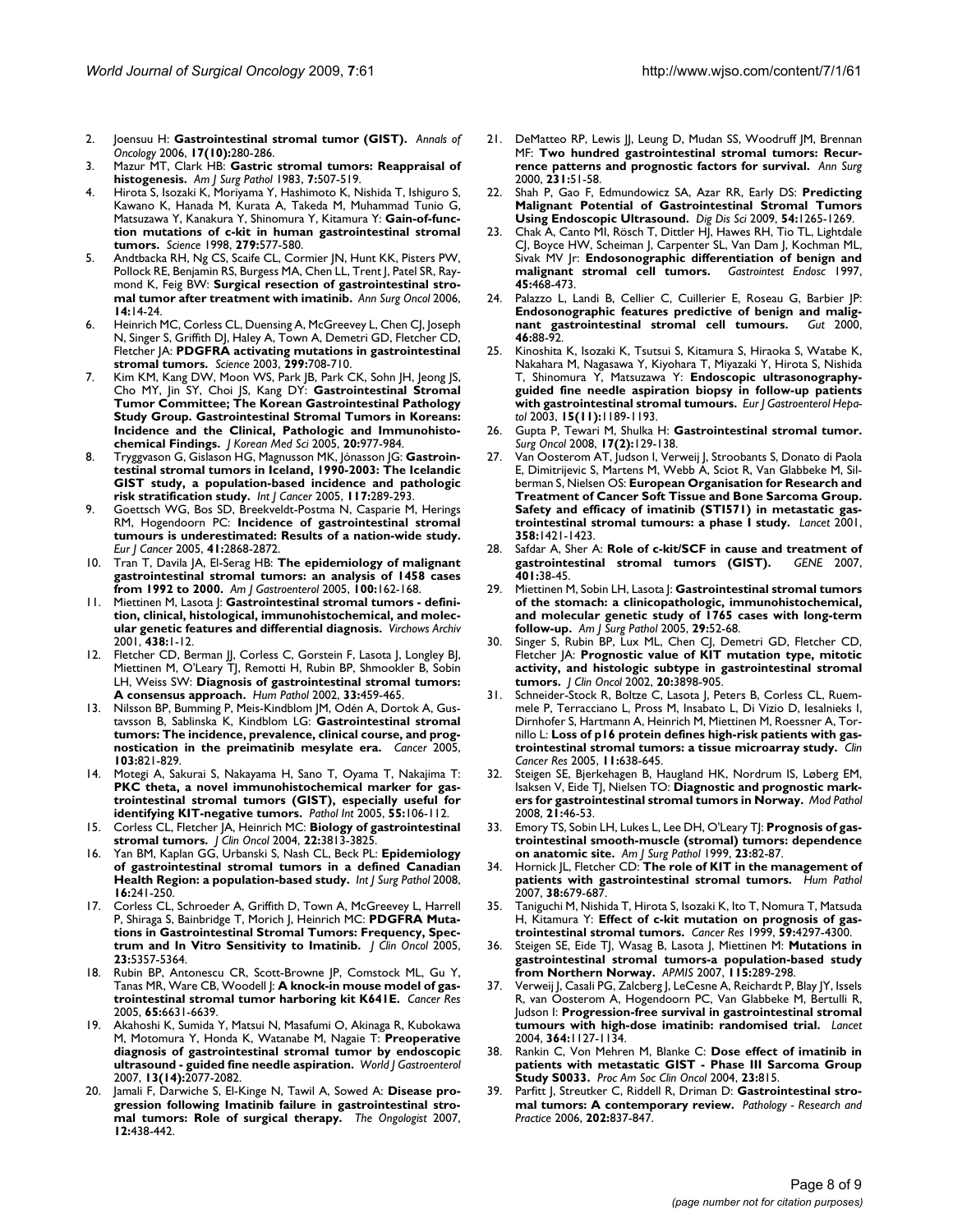2. Joensuu H: **Gastrointestinal stromal tumor (GIST).** *Annals of Oncology* 2006, **17(10):**280-286.
3. Mazur MT, Clark HB: **Gastric stromal tumors: Reappraisal of histogenesis.** *Am J Surg Pathol* 1983, **7:**507-519.
4. Hirota S, Isozaki K, Moriyama Y, Hashimoto K, Nishida T, Ishiguro S, Kawano K, Hanada M, Kurata A, Takeda M, Muhammad Tunio G, Matsuzawa Y, Kanakura Y, Shinomura Y, Kitamura Y: **Gain-of-function mutations of c-kit in human gastrointestinal stromal tumors.** *Science* 1998, **279:**577-580.
5. Andtbacka RH, Ng CS, Scaife CL, Cormier JN, Hunt KK, Pisters PW, Pollock RE, Benjamin RS, Burgess MA, Chen LL, Trent J, Patel SR, Raymond K, Feig BW: **Surgical resection of gastrointestinal stromal tumor after treatment with imatinib.** *Ann Surg Oncol* 2006, **14:**14-24.
6. Heinrich MC, Corless CL, Duensing A, McGreevey L, Chen CJ, Joseph N, Singer S, Griffith DJ, Haley A, Town A, Demetri GD, Fletcher CD, Fletcher JA: **PDGFRA activating mutations in gastrointestinal stromal tumors.** *Science* 2003, **299:**708-710.
7. Kim KM, Kang DW, Moon WS, Park JB, Park CK, Sohn JH, Jeong JS, Cho MY, Jin SY, Choi JS, Kang DY: **Gastrointestinal Stromal Tumor Committee; The Korean Gastrointestinal Pathology Study Group. Gastrointestinal Stromal Tumors in Koreans: Incidence and the Clinical, Pathologic and Immunohistochemical Findings.** *J Korean Med Sci* 2005, **20:**977-984.
8. Tryggvason G, Gislason HG, Magnusson MK, Jónasson JG: **Gastrointestinal stromal tumors in Iceland, 1990-2003: The Icelandic GIST study, a population-based incidence and pathologic risk stratification study.** *Int J Cancer* 2005, **117:**289-293.
9. Goettsch WG, Bos SD, Breekveldt-Postma N, Casparie M, Herings RM, Hogendoorn PC: **Incidence of gastrointestinal stromal tumours is underestimated: Results of a nation-wide study.** *Eur J Cancer* 2005, **41:**2868-2872.
10. Tran T, Davila JA, El-Serag HB: **The epidemiology of malignant gastrointestinal stromal tumors: an analysis of 1458 cases from 1992 to 2000.** *Am J Gastroenterol* 2005, **100:**162-168.
11. Miettinen M, Lasota J: **Gastrointestinal stromal tumors - definition, clinical, histological, immunohistochemical, and molecular genetic features and differential diagnosis.** *Virchows Archiv* 2001, **438:**1-12.
12. Fletcher CD, Berman JJ, Corless C, Gorstein F, Lasota J, Longley BJ, Miettinen M, O'Leary TJ, Remotti H, Rubin BP, Shmookler B, Sobin LH, Weiss SW: **Diagnosis of gastrointestinal stromal tumors: A consensus approach.** *Hum Pathol* 2002, **33:**459-465.
13. Nilsson BP, Bumming P, Meis-Kindblom JM, Odén A, Dortok A, Gustavsson B, Sablinska K, Kindblom LG: **Gastrointestinal stromal tumors: The incidence, prevalence, clinical course, and prognostication in the preimatinib mesylate era.** *Cancer* 2005, **103:**821-829.
14. Motegi A, Sakurai S, Nakayama H, Sano T, Oyama T, Nakajima T: **PKC theta, a novel immunohistochemical marker for gastrointestinal stromal tumors (GIST), especially useful for identifying KIT-negative tumors.** *Pathol Int* 2005, **55:**106-112.
15. Corless CL, Fletcher JA, Heinrich MC: **Biology of gastrointestinal stromal tumors.** *J Clin Oncol* 2004, **22:**3813-3825.
16. Yan BM, Kaplan GG, Urbanski S, Nash CL, Beck PL: **Epidemiology of gastrointestinal stromal tumors in a defined Canadian Health Region: a population-based study.** *Int J Surg Pathol* 2008, **16:**241-250.
17. Corless CL, Schroeder A, Griffith D, Town A, McGreevey L, Harrell P, Shiraga S, Bainbridge T, Morich J, Heinrich MC: **PDGFRA Mutations in Gastrointestinal Stromal Tumors: Frequency, Spectrum and In Vitro Sensitivity to Imatinib.** *J Clin Oncol* 2005, **23:**5357-5364.
18. Rubin BP, Antonescu CR, Scott-Browne JP, Comstock ML, Gu Y, Tanas MR, Ware CB, Woodell J: **A knock-in mouse model of gastrointestinal stromal tumor harboring kit K641E.** *Cancer Res* 2005, **65:**6631-6639.
19. Akahoshi K, Sumida Y, Matsui N, Masafumi O, Akinaga R, Kubokawa M, Motomura Y, Honda K, Watanabe M, Nagaie T: **Preoperative diagnosis of gastrointestinal stromal tumor by endoscopic ultrasound - guided fine needle aspiration.** *World J Gastroenterol* 2007, **13(14):**2077-2082.
20. Jamali F, Darwiche S, El-Kinge N, Tawil A, Sowed A: **Disease progression following Imatinib failure in gastrointestinal stromal tumors: Role of surgical therapy.** *The Ongologist* 2007, **12:**438-442.
21. DeMatteo RP, Lewis JJ, Leung D, Mudan SS, Woodruff JM, Brennan MF: **Two hundred gastrointestinal stromal tumors: Recurrence patterns and prognostic factors for survival.** *Ann Surg* 2000, **231:**51-58.
22. Shah P, Gao F, Edmundowicz SA, Azar RR, Early DS: **Predicting Malignant Potential of Gastrointestinal Stromal Tumors Using Endoscopic Ultrasound.** *Dig Dis Sci* 2009, **54:**1265-1269.
23. Chak A, Canto MI, Rösch T, Dittler HJ, Hawes RH, Tio TL, Lightdale CJ, Boyce HW, Scheiman J, Carpenter SL, Van Dam J, Kochman ML, Sivak MV Jr: **Endosonographic differentiation of benign and malignant stromal cell tumors.** *Gastrointest Endosc* 1997, **45:**468-473.
24. Palazzo L, Landi B, Cellier C, Cuillerier E, Roseau G, Barbier JP: **Endosonographic features predictive of benign and malignant gastrointestinal stromal cell tumours.** *Gut* 2000, **46:**88-92.
25. Kinoshita K, Isozaki K, Tsutsui S, Kitamura S, Hiraoka S, Watabe K, Nakahara M, Nagasawa Y, Kiyohara T, Miyazaki Y, Hirota S, Nishida T, Shinomura Y, Matsuzawa Y: **Endoscopic ultrasonography-guided fine needle aspiration biopsy in follow-up patients with gastrointestinal stromal tumours.** *Eur J Gastroenterol Hepatol* 2003, **15(11):**1189-1193.
26. Gupta P, Tewari M, Shulka H: **Gastrointestinal stromal tumor.** *Surg Oncol* 2008, **17(2):**129-138.
27. Van Oosterom AT, Judson I, Verweij J, Stroobants S, Donato di Paola E, Dimitrijevic S, Martens M, Webb A, Sciot R, Van Glabbeke M, Silberman S, Nielsen OS: **European Organisation for Research and Treatment of Cancer Soft Tissue and Bone Sarcoma Group. Safety and efficacy of imatinib (STI571) in metastatic gastrointestinal stromal tumours: a phase I study.** *Lancet* 2001, **358:**1421-1423.
28. Safdar A, Sher A: **Role of c-kit/SCF in cause and treatment of gastrointestinal stromal tumors (GIST).** *GENE* 2007, **401:**38-45.
29. Miettinen M, Sobin LH, Lasota J: **Gastrointestinal stromal tumors of the stomach: a clinicopathologic, immunohistochemical, and molecular genetic study of 1765 cases with long-term follow-up.** *Am J Surg Pathol* 2005, **29:**52-68.
30. Singer S, Rubin BP, Lux ML, Chen CJ, Demetri GD, Fletcher CD, Fletcher JA: **Prognostic value of KIT mutation type, mitotic activity, and histologic subtype in gastrointestinal stromal tumors.** *J Clin Oncol* 2002, **20:**3898-905.
31. Schneider-Stock R, Boltze C, Lasota J, Peters B, Corless CL, Ruemmele P, Terracciano L, Pross M, Insabato L, Di Vizio D, Iesalnieks I, Dirnhofer S, Hartmann A, Heinrich M, Miettinen M, Roessner A, Tornillo L: **Loss of p16 protein defines high-risk patients with gastrointestinal stromal tumors: a tissue microarray study.** *Clin Cancer Res* 2005, **11:**638-645.
32. Steigen SE, Bjerkehagen B, Haugland HK, Nordrum IS, Løberg EM, Isaksen V, Eide TJ, Nielsen TO: **Diagnostic and prognostic markers for gastrointestinal stromal tumors in Norway.** *Mod Pathol* 2008, **21:**46-53.
33. Emory TS, Sobin LH, Lukes L, Lee DH, O'Leary TJ: **Prognosis of gastrointestinal smooth-muscle (stromal) tumors: dependence on anatomic site.** *Am J Surg Pathol* 1999, **23:**82-87.
34. Hornick JL, Fletcher CD: **The role of KIT in the management of patients with gastrointestinal stromal tumors.** *Hum Pathol* 2007, **38:**679-687.
35. Taniguchi M, Nishida T, Hirota S, Isozaki K, Ito T, Nomura T, Matsuda H, Kitamura Y: **Effect of c-kit mutation on prognosis of gastrointestinal stromal tumors.** *Cancer Res* 1999, **59:**4297-4300.
36. Steigen SE, Eide TJ, Wasag B, Lasota J, Miettinen M: **Mutations in gastrointestinal stromal tumors-a population-based study from Northern Norway.** *APMIS* 2007, **115:**289-298.
37. Verweij J, Casali PG, Zalcberg J, LeCesne A, Reichardt P, Blay JY, Issels R, van Oosterom A, Hogendoorn PC, Van Glabbeke M, Bertulli R, Judson I: **Progression-free survival in gastrointestinal stromal tumours with high-dose imatinib: randomised trial.** *Lancet* 2004, **364:**1127-1134.
38. Rankin C, Von Mehren M, Blanke C: **Dose effect of imatinib in patients with metastatic GIST - Phase III Sarcoma Group Study S0033.** *Proc Am Soc Clin Oncol* 2004, **23:**815.
39. Parfitt J, Streutker C, Riddell R, Driman D: **Gastrointestinal stromal tumors: A contemporary review.** *Pathology - Research and Practice* 2006, **202:**837-847.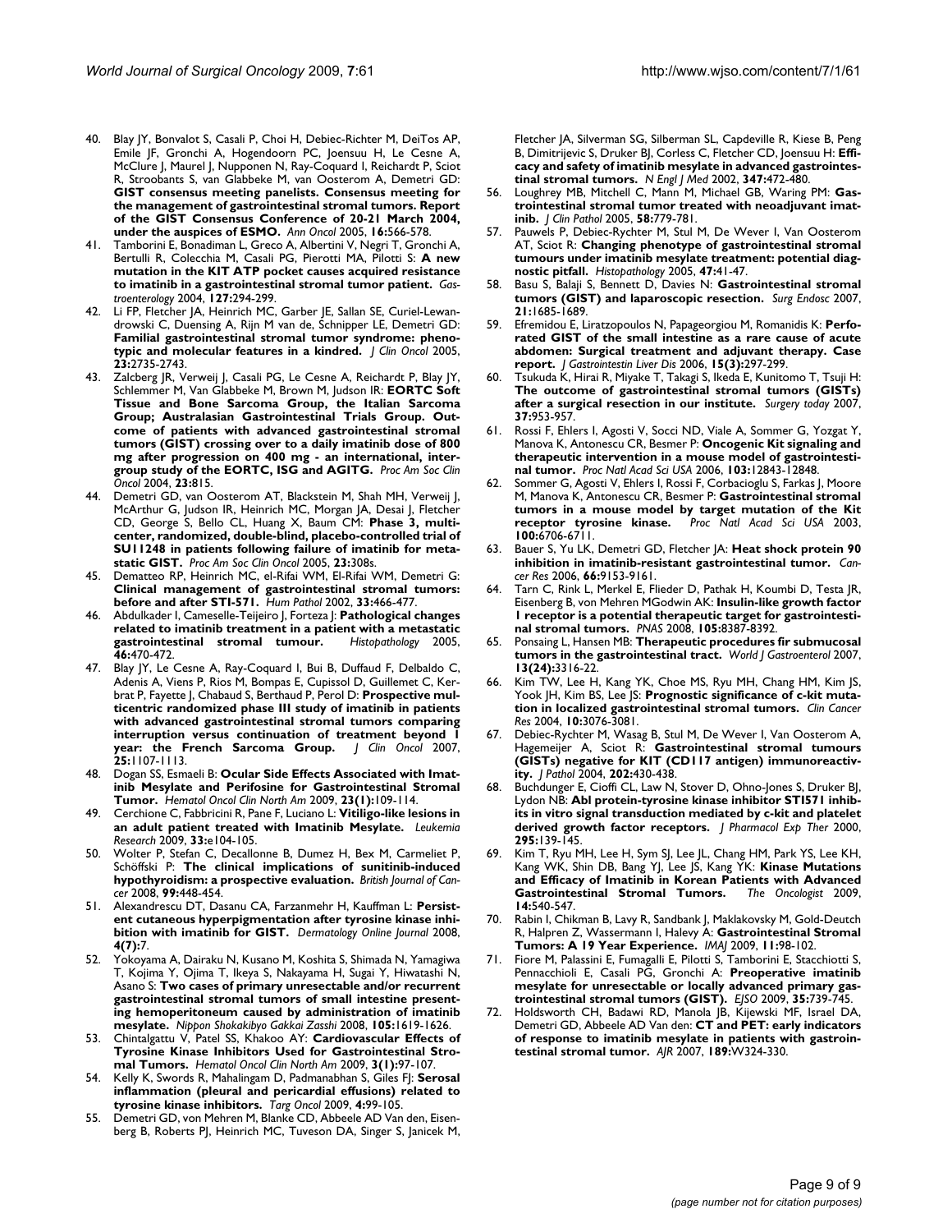40. Blay JY, Bonvalot S, Casali P, Choi H, Debiec-Richter M, DeiTos AP, Emile JF, Gronchi A, Hogendoorn PC, Joensuu H, Le Cesne A, McClure J, Maurel J, Nupponen N, Ray-Coquard I, Reichardt P, Sciot R, Stroobants S, van Glabbeke M, van Oosterom A, Demetri GD: **GIST consensus meeting panelists. Consensus meeting for the management of gastrointestinal stromal tumors. Report of the GIST Consensus Conference of 20-21 March 2004, under the auspices of ESMO.** *Ann Oncol* 2005, **16:**566-578.
41. Tamborini E, Bonadiman L, Greco A, Albertini V, Negri T, Gronchi A, Bertulli R, Colecchia M, Casali PG, Pierotti MA, Pilotti S: **A new mutation in the KIT ATP pocket causes acquired resistance to imatinib in a gastrointestinal stromal tumor patient.** *Gastroenterology* 2004, **127:**294-299.
42. Li FP, Fletcher JA, Heinrich MC, Garber JE, Sallan SE, Curiel-Lewandrowski C, Duensing A, Rijn M van de, Schnipper LE, Demetri GD: **Familial gastrointestinal stromal tumor syndrome: phenotypic and molecular features in a kindred.** *J Clin Oncol* 2005, **23:**2735-2743.
43. Zalcberg JR, Verweij J, Casali PG, Le Cesne A, Reichardt P, Blay JY, Schlemmer M, Van Glabbeke M, Brown M, Judson IR: **EORTC Soft Tissue and Bone Sarcoma Group, the Italian Sarcoma Group; Australasian Gastrointestinal Trials Group. Outcome of patients with advanced gastrointestinal stromal tumors (GIST) crossing over to a daily imatinib dose of 800 mg after progression on 400 mg - an international, intergroup study of the EORTC, ISG and AGITG.** *Proc Am Soc Clin Oncol* 2004, **23:**815.
44. Demetri GD, van Oosterom AT, Blackstein M, Shah MH, Verweij J, McArthur G, Judson IR, Heinrich MC, Morgan JA, Desai J, Fletcher CD, George S, Bello CL, Huang X, Baum CM: **Phase 3, multicenter, randomized, double-blind, placebo-controlled trial of SU11248 in patients following failure of imatinib for metastatic GIST.** *Proc Am Soc Clin Oncol* 2005, **23:**308s.
45. Dematteo RP, Heinrich MC, el-Rifai WM, El-Rifai WM, Demetri G: **Clinical management of gastrointestinal stromal tumors: before and after STI-571.** *Hum Pathol* 2002, **33:**466-477.
46. Abdulkader I, Cameselle-Teijeiro J, Forteza J: **Pathological changes related to imatinib treatment in a patient with a metastatic gastrointestinal stromal tumour.** *Histopathology* 2005, **46:**470-472.
47. Blay JY, Le Cesne A, Ray-Coquard I, Bui B, Duffaud F, Delbaldo C, Adenis A, Viens P, Rios M, Bompas E, Cupissol D, Guillemet C, Kerbrat P, Fayette J, Chabaud S, Berthaud P, Perol D: **Prospective multicentric randomized phase III study of imatinib in patients with advanced gastrointestinal stromal tumors comparing interruption versus continuation of treatment beyond 1 year: the French Sarcoma Group.** *J Clin Oncol* 2007, **25:**1107-1113.
48. Dogan SS, Esmaeli B: **Ocular Side Effects Associated with Imatinib Mesylate and Perifosine for Gastrointestinal Stromal Tumor.** *Hematol Oncol Clin North Am* 2009, **23(1):**109-114.
49. Cerchione C, Fabbricini R, Pane F, Luciano L: **Vitiligo-like lesions in an adult patient treated with Imatinib Mesylate.** *Leukemia Research* 2009, **33:**e104-105.
50. Wolter P, Stefan C, Decallonne B, Dumez H, Bex M, Carmeliet P, Schöffski P: **The clinical implications of sunitinib-induced hypothyroidism: a prospective evaluation.** *British Journal of Cancer* 2008, **99:**448-454.
51. Alexandrescu DT, Dasanu CA, Farzanmehr H, Kauffman L: **Persistent cutaneous hyperpigmentation after tyrosine kinase inhibition with imatinib for GIST.** *Dermatology Online Journal* 2008, **4(7):**7.
52. Yokoyama A, Dairaku N, Kusano M, Koshita S, Shimada N, Yamagiwa T, Kojima Y, Ojima T, Ikeya S, Nakayama H, Sugai Y, Hiwatashi N, Asano S: **Two cases of primary unresectable and/or recurrent gastrointestinal stromal tumors of small intestine presenting hemoperitoneum caused by administration of imatinib mesylate.** *Nippon Shokakibyo Gakkai Zasshi* 2008, **105:**1619-1626.
53. Chintalgattu V, Patel SS, Khakoo AY: **Cardiovascular Effects of Tyrosine Kinase Inhibitors Used for Gastrointestinal Stromal Tumors.** *Hematol Oncol Clin North Am* 2009, **3(1):**97-107.
54. Kelly K, Swords R, Mahalingam D, Padmanabhan S, Giles FJ: **Serosal inflammation (pleural and pericardial effusions) related to tyrosine kinase inhibitors.** *Targ Oncol* 2009, **4:**99-105.
55. Demetri GD, von Mehren M, Blanke CD, Abbeele AD Van den, Eisenberg B, Roberts PJ, Heinrich MC, Tuveson DA, Singer S, Janicek M, Fletcher JA, Silverman SG, Silberman SL, Capdeville R, Kiese B, Peng B, Dimitrijevic S, Druker BJ, Corless C, Fletcher CD, Joensuu H: **Efficacy and safety of imatinib mesylate in advanced gastrointestinal stromal tumors.** *N Engl J Med* 2002, **347:**472-480.
56. Loughrey MB, Mitchell C, Mann M, Michael GB, Waring PM: **Gastrointestinal stromal tumor treated with neoadjuvant imatinib.** *J Clin Pathol* 2005, **58:**779-781.
57. Pauwels P, Debiec-Rychter M, Stul M, De Wever I, Van Oosterom AT, Sciot R: **Changing phenotype of gastrointestinal stromal tumours under imatinib mesylate treatment: potential diagnostic pitfall.** *Histopathology* 2005, **47:**41-47.
58. Basu S, Balaji S, Bennett D, Davies N: **Gastrointestinal stromal tumors (GIST) and laparoscopic resection.** *Surg Endosc* 2007, **21:**1685-1689.
59. Efremidou E, Liratzopoulos N, Papageorgiou M, Romanidis K: **Perforated GIST of the small intestine as a rare cause of acute abdomen: Surgical treatment and adjuvant therapy. Case report.** *J Gastrointestin Liver Dis* 2006, **15(3):**297-299.
60. Tsukuda K, Hirai R, Miyake T, Takagi S, Ikeda E, Kunitomo T, Tsuji H: **The outcome of gastrointestinal stromal tumors (GISTs) after a surgical resection in our institute.** *Surgery today* 2007, **37:**953-957.
61. Rossi F, Ehlers I, Agosti V, Socci ND, Viale A, Sommer G, Yozgat Y, Manova K, Antonescu CR, Besmer P: **Oncogenic Kit signaling and therapeutic intervention in a mouse model of gastrointestinal tumor.** *Proc Natl Acad Sci USA* 2006, **103:**12843-12848.
62. Sommer G, Agosti V, Ehlers I, Rossi F, Corbacioglu S, Farkas J, Moore M, Manova K, Antonescu CR, Besmer P: **Gastrointestinal stromal tumors in a mouse model by target mutation of the Kit receptor tyrosine kinase.** *Proc Natl Acad Sci USA* 2003, **100:**6706-6711.
63. Bauer S, Yu LK, Demetri GD, Fletcher JA: **Heat shock protein 90 inhibition in imatinib-resistant gastrointestinal tumor.** *Cancer Res* 2006, **66:**9153-9161.
64. Tarn C, Rink L, Merkel E, Flieder D, Pathak H, Koumbi D, Testa JR, Eisenberg B, von Mehren MGodwin AK: **Insulin-like growth factor 1 receptor is a potential therapeutic target for gastrointestinal stromal tumors.** *PNAS* 2008, **105:**8387-8392.
65. Ponsaing L, Hansen MB: **Therapeutic procedures fir submucosal tumors in the gastrointestinal tract.** *World J Gastroenterol* 2007, **13(24):**3316-22.
66. Kim TW, Lee H, Kang YK, Choe MS, Ryu MH, Chang HM, Kim JS, Yook JH, Kim BS, Lee JS: **Prognostic significance of c-kit mutation in localized gastrointestinal stromal tumors.** *Clin Cancer Res* 2004, **10:**3076-3081.
67. Debiec-Rychter M, Wasag B, Stul M, De Wever I, Van Oosterom A, Hagemeijer A, Sciot R: **Gastrointestinal stromal tumours (GISTs) negative for KIT (CD117 antigen) immunoreactivity.** *J Pathol* 2004, **202:**430-438.
68. Buchdunger E, Cioffi CL, Law N, Stover D, Ohno-Jones S, Druker BJ, Lydon NB: **Abl protein-tyrosine kinase inhibitor STI571 inhibits in vitro signal transduction mediated by c-kit and platelet derived growth factor receptors.** *J Pharmacol Exp Ther* 2000, **295:**139-145.
69. Kim T, Ryu MH, Lee H, Sym SJ, Lee JL, Chang HM, Park YS, Lee KH, Kang WK, Shin DB, Bang YJ, Lee JS, Kang YK: **Kinase Mutations and Efficacy of Imatinib in Korean Patients with Advanced Gastrointestinal Stromal Tumors.** *The Oncologist* 2009, **14:**540-547.
70. Rabin I, Chikman B, Lavy R, Sandbank J, Maklakovsky M, Gold-Deutch R, Halpren Z, Wassermann I, Halevy A: **Gastrointestinal Stromal Tumors: A 19 Year Experience.** *IMAJ* 2009, **11:**98-102.
71. Fiore M, Palassini E, Fumagalli E, Pilotti S, Tamborini E, Stacchiotti S, Pennacchioli E, Casali PG, Gronchi A: **Preoperative imatinib mesylate for unresectable or locally advanced primary gastrointestinal stromal tumors (GIST).** *EJSO* 2009, **35:**739-745.
72. Holdsworth CH, Badawi RD, Manola JB, Kijewski MF, Israel DA, Demetri GD, Abbeele AD Van den: **CT and PET: early indicators of response to imatinib mesylate in patients with gastrointestinal stromal tumor.** *AJR* 2007, **189:**W324-330.